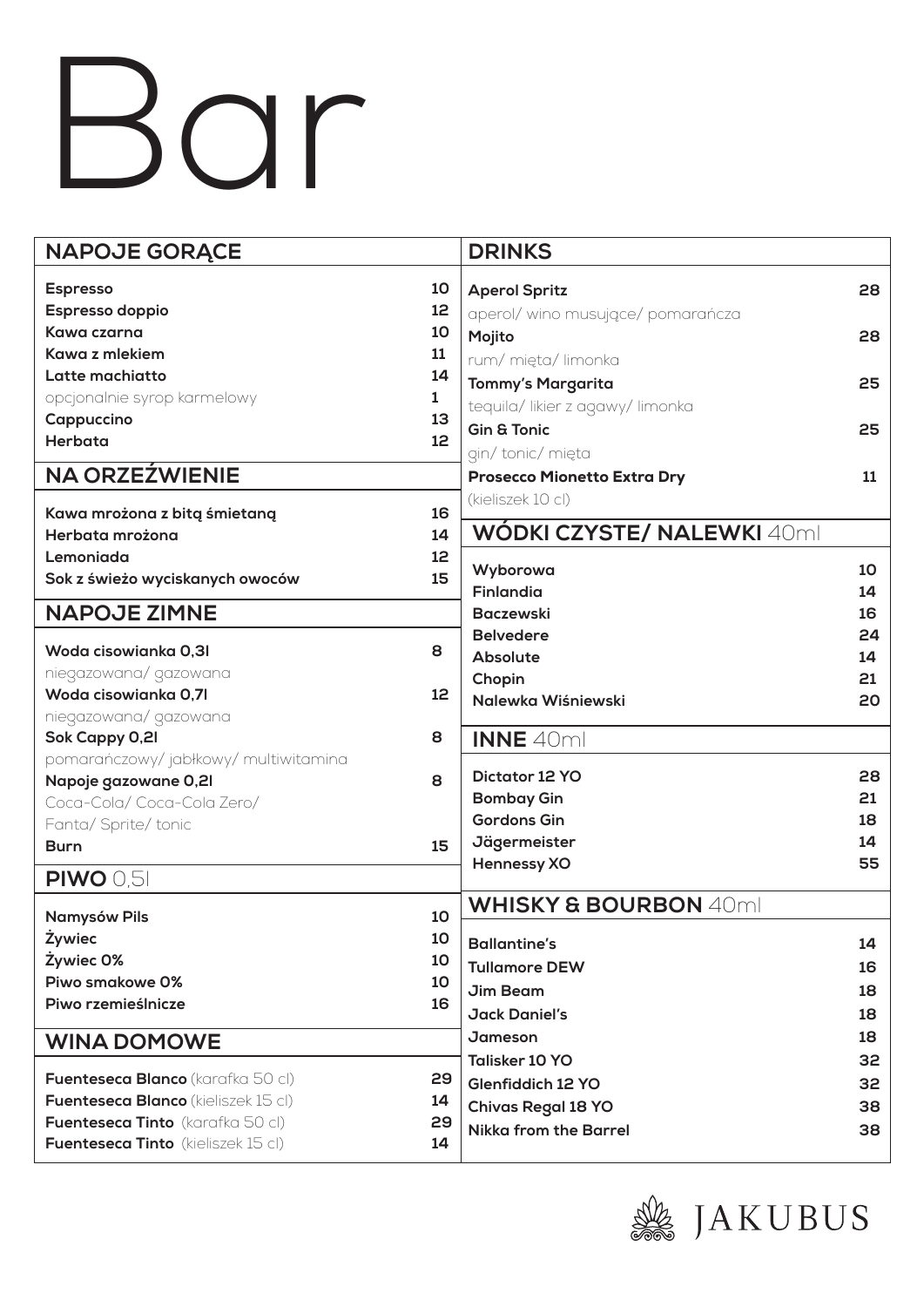# Bar

## NAPOJE GORĄCE

| | |
|---|---|
| **Espresso** | 10 |
| **Espresso doppio** | 12 |
| **Kawa czarna** | 10 |
| **Kawa z mlekiem** | 11 |
| **Latte machiatto** | 14 |
| opcjonalnie syrop karmelowy | 1 |
| **Cappuccino** | 13 |
| **Herbata** | 12 |

## NA ORZEŹWIENIE

| | |
|---|---|
| **Kawa mrożona z bitą śmietaną** | 16 |
| **Herbata mrożona** | 14 |
| **Lemoniada** | 12 |
| **Sok z świeżo wyciskanych owoców** | 15 |

## NAPOJE ZIMNE

| | |
|---|---|
| **Woda cisowianka 0,3l**<br>niegazowana/ gazowana | 8 |
| **Woda cisowianka 0,7l**<br>niegazowana/ gazowana | 12 |
| **Sok Cappy 0,2l**<br>pomarańczowy/ jabłkowy/ multiwitamina | 8 |
| **Napoje gazowane 0,2l**<br>Coca-Cola/ Coca-Cola Zero/<br>Fanta/ Sprite/ tonic | 8 |
| **Burn** | 15 |

## PIWO 0,5l

| | |
|---|---|
| **Namysów Pils** | 10 |
| **Żywiec** | 10 |
| **Żywiec 0%** | 10 |
| **Piwo smakowe 0%** | 10 |
| **Piwo rzemieślnicze** | 16 |

## WINA DOMOWE

| | |
|---|---|
| **Fuenteseca Blanco** (karafka 50 cl) | 29 |
| **Fuenteseca Blanco** (kieliszek 15 cl) | 14 |
| **Fuenteseca Tinto** (karafka 50 cl) | 29 |
| **Fuenteseca Tinto** (kieliszek 15 cl) | 14 |

## DRINKS

| | |
|---|---|
| **Aperol Spritz**<br>aperol/ wino musujące/ pomarańcza | 28 |
| **Mojito**<br>rum/ mięta/ limonka | 28 |
| **Tommy's Margarita**<br>tequila/ likier z agawy/ limonka | 25 |
| **Gin & Tonic**<br>gin/ tonic/ mięta | 25 |
| **Prosecco Mionetto Extra Dry**<br>(kieliszek 10 cl) | 11 |

## WÓDKI CZYSTE/ NALEWKI 40ml

| | |
|---|---|
| **Wyborowa** | 10 |
| **Finlandia** | 14 |
| **Baczewski** | 16 |
| **Belvedere** | 24 |
| **Absolute** | 14 |
| **Chopin** | 21 |
| **Nalewka Wiśniewski** | 20 |

## INNE 40ml

| | |
|---|---|
| **Dictator 12 YO** | 28 |
| **Bombay Gin** | 21 |
| **Gordons Gin** | 18 |
| **Jägermeister** | 14 |
| **Hennessy XO** | 55 |

## WHISKY & BOURBON 40ml

| | |
|---|---|
| **Ballantine's** | 14 |
| **Tullamore DEW** | 16 |
| **Jim Beam** | 18 |
| **Jack Daniel's** | 18 |
| **Jameson** | 18 |
| **Talisker 10 YO** | 32 |
| **Glenfiddich 12 YO** | 32 |
| **Chivas Regal 18 YO** | 38 |
| **Nikka from the Barrel** | 38 |

JAKUBUS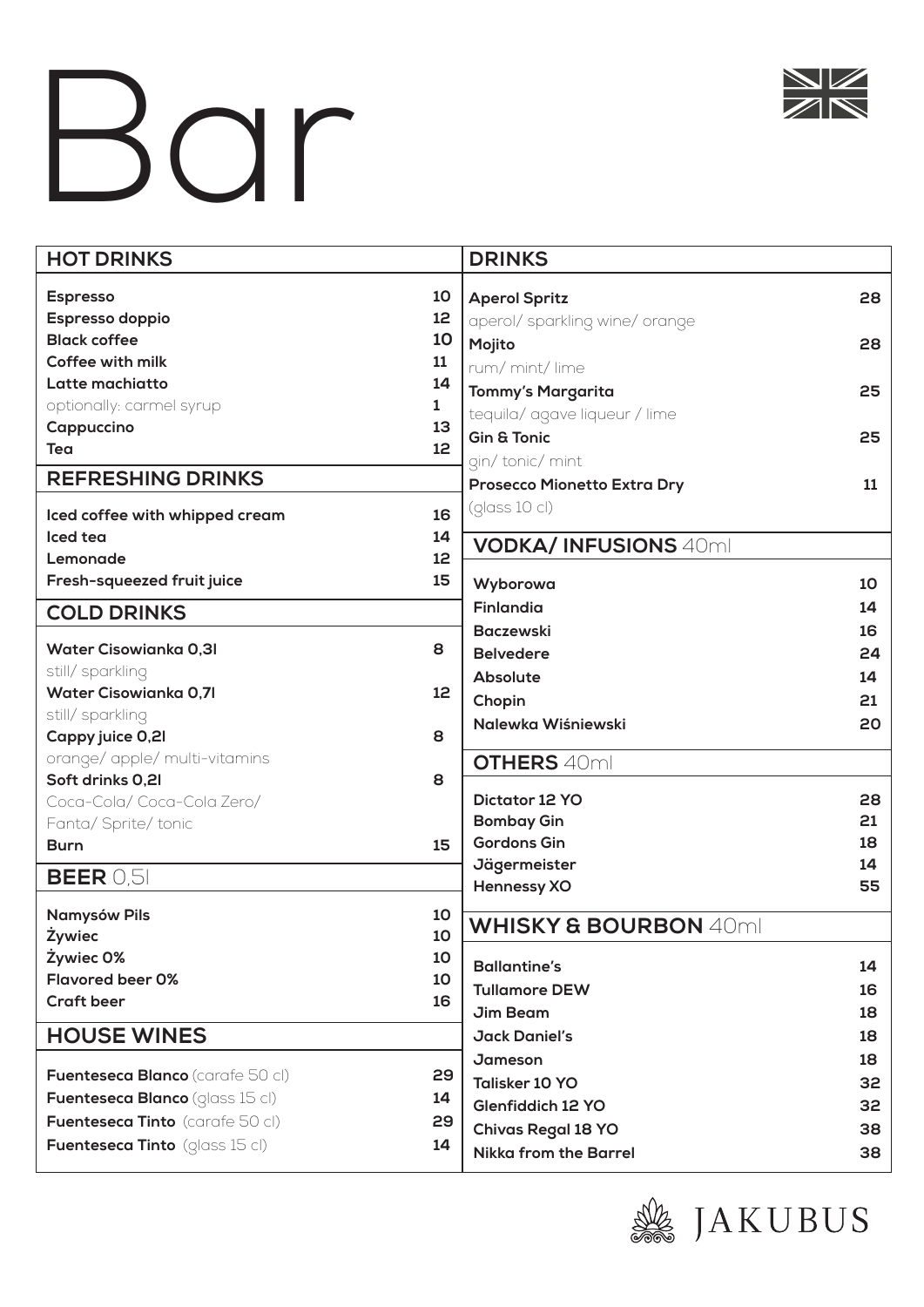# Bar

## HOT DRINKS

| | |
|---|---|
| **Espresso** | 10 |
| **Espresso doppio** | 12 |
| **Black coffee** | 10 |
| **Coffee with milk** | 11 |
| **Latte machiatto** | 14 |
| optionally: carmel syrup | 1 |
| **Cappuccino** | 13 |
| **Tea** | 12 |

## REFRESHING DRINKS

| | |
|---|---|
| **Iced coffee with whipped cream** | 16 |
| **Iced tea** | 14 |
| **Lemonade** | 12 |
| **Fresh-squeezed fruit juice** | 15 |

## COLD DRINKS

| | |
|---|---|
| **Water Cisowianka 0,3l**<br>still/ sparkling | 8 |
| **Water Cisowianka 0,7l**<br>still/ sparkling | 12 |
| **Cappy juice 0,2l**<br>orange/ apple/ multi-vitamins | 8 |
| **Soft drinks 0,2l**<br>Coca-Cola/ Coca-Cola Zero/ Fanta/ Sprite/ tonic | 8 |
| **Burn** | 15 |

## BEER 0,5l

| | |
|---|---|
| **Namysów Pils** | 10 |
| **Żywiec** | 10 |
| **Żywiec 0%** | 10 |
| **Flavored beer 0%** | 10 |
| **Craft beer** | 16 |

## HOUSE WINES

| | |
|---|---|
| **Fuenteseca Blanco** (carafe 50 cl) | 29 |
| **Fuenteseca Blanco** (glass 15 cl) | 14 |
| **Fuenteseca Tinto** (carafe 50 cl) | 29 |
| **Fuenteseca Tinto** (glass 15 cl) | 14 |

## DRINKS

| | |
|---|---|
| **Aperol Spritz**<br>aperol/ sparkling wine/ orange | 28 |
| **Mojito**<br>rum/ mint/ lime | 28 |
| **Tommy's Margarita**<br>tequila/ agave liqueur / lime | 25 |
| **Gin & Tonic**<br>gin/ tonic/ mint | 25 |
| **Prosecco Mionetto Extra Dry**<br>(glass 10 cl) | 11 |

## VODKA/ INFUSIONS 40ml

| | |
|---|---|
| **Wyborowa** | 10 |
| **Finlandia** | 14 |
| **Baczewski** | 16 |
| **Belvedere** | 24 |
| **Absolute** | 14 |
| **Chopin** | 21 |
| **Nalewka Wiśniewski** | 20 |

## OTHERS 40ml

| | |
|---|---|
| **Dictator 12 YO** | 28 |
| **Bombay Gin** | 21 |
| **Gordons Gin** | 18 |
| **Jägermeister** | 14 |
| **Hennessy XO** | 55 |

## WHISKY & BOURBON 40ml

| | |
|---|---|
| **Ballantine's** | 14 |
| **Tullamore DEW** | 16 |
| **Jim Beam** | 18 |
| **Jack Daniel's** | 18 |
| **Jameson** | 18 |
| **Talisker 10 YO** | 32 |
| **Glenfiddich 12 YO** | 32 |
| **Chivas Regal 18 YO** | 38 |
| **Nikka from the Barrel** | 38 |

JAKUBUS